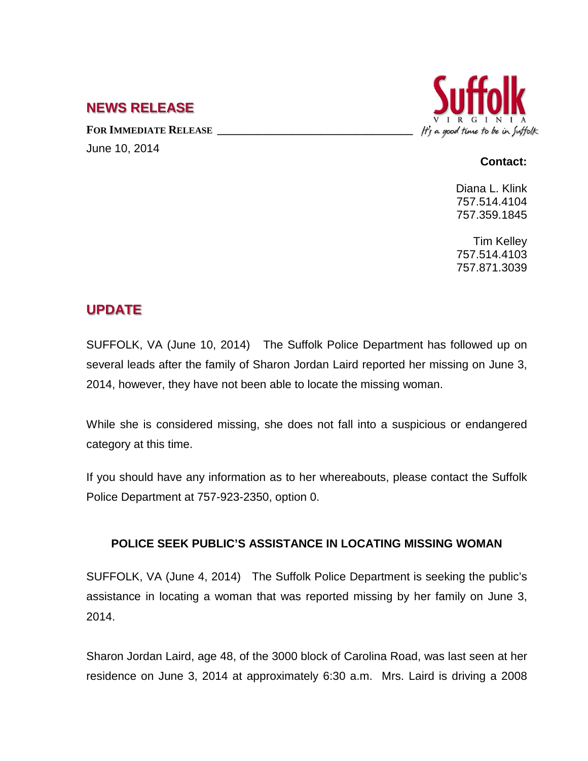## NEWS RELEASE

**FOR IMMEDIATE RELEASE**

June 10, 2014

Suffolk
VIRGINIA
*It's a good time to be in Suffolk*

**Contact:**

Diana L. Klink
757.514.4104
757.359.1845

Tim Kelley
757.514.4103
757.871.3039

## UPDATE

SUFFOLK, VA (June 10, 2014) The Suffolk Police Department has followed up on several leads after the family of Sharon Jordan Laird reported her missing on June 3, 2014, however, they have not been able to locate the missing woman.

While she is considered missing, she does not fall into a suspicious or endangered category at this time.

If you should have any information as to her whereabouts, please contact the Suffolk Police Department at 757-923-2350, option 0.

### POLICE SEEK PUBLIC'S ASSISTANCE IN LOCATING MISSING WOMAN

SUFFOLK, VA (June 4, 2014) The Suffolk Police Department is seeking the public's assistance in locating a woman that was reported missing by her family on June 3, 2014.

Sharon Jordan Laird, age 48, of the 3000 block of Carolina Road, was last seen at her residence on June 3, 2014 at approximately 6:30 a.m. Mrs. Laird is driving a 2008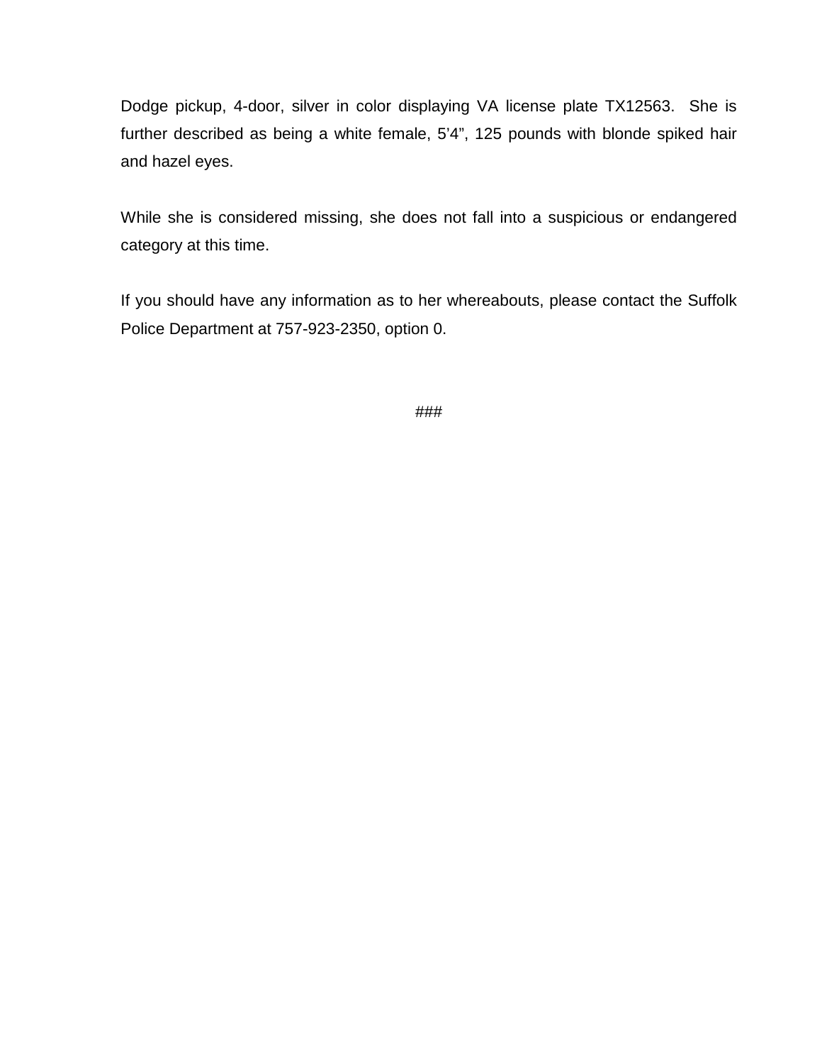Dodge pickup, 4-door, silver in color displaying VA license plate TX12563. She is further described as being a white female, 5'4", 125 pounds with blonde spiked hair and hazel eyes.

While she is considered missing, she does not fall into a suspicious or endangered category at this time.

If you should have any information as to her whereabouts, please contact the Suffolk Police Department at 757-923-2350, option 0.

###